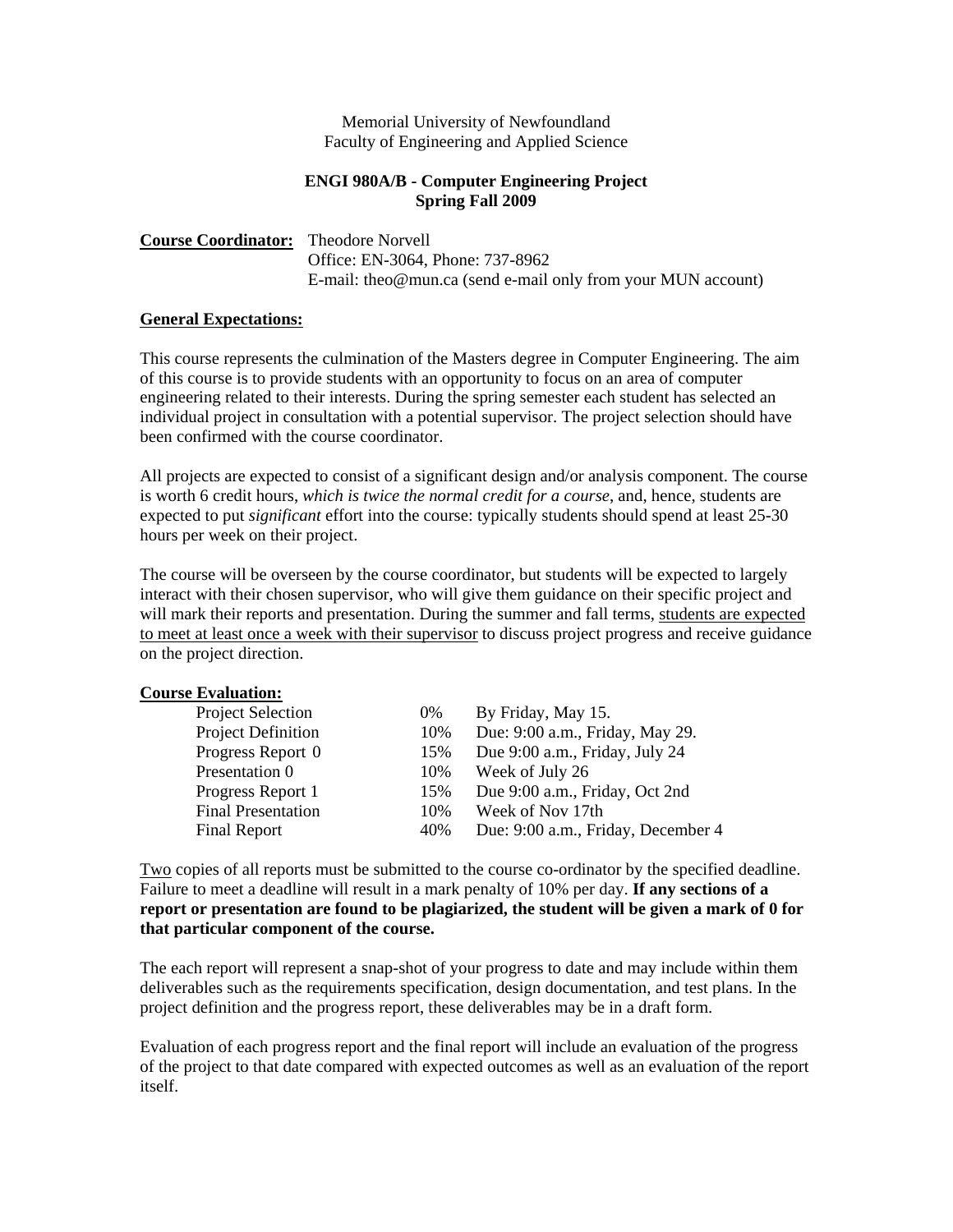Memorial University of Newfoundland
Faculty of Engineering and Applied Science

**ENGI 980A/B - Computer Engineering Project**
**Spring Fall 2009**

**Course Coordinator:** Theodore Norvell
Office: EN-3064, Phone: 737-8962
E-mail: theo@mun.ca (send e-mail only from your MUN account)

**General Expectations:**

This course represents the culmination of the Masters degree in Computer Engineering. The aim of this course is to provide students with an opportunity to focus on an area of computer engineering related to their interests. During the spring semester each student has selected an individual project in consultation with a potential supervisor. The project selection should have been confirmed with the course coordinator.

All projects are expected to consist of a significant design and/or analysis component. The course is worth 6 credit hours, *which is twice the normal credit for a course*, and, hence, students are expected to put *significant* effort into the course: typically students should spend at least 25-30 hours per week on their project.

The course will be overseen by the course coordinator, but students will be expected to largely interact with their chosen supervisor, who will give them guidance on their specific project and will mark their reports and presentation. During the summer and fall terms, students are expected to meet at least once a week with their supervisor to discuss project progress and receive guidance on the project direction.

**Course Evaluation:**

| | | |
|---|---|---|
| Project Selection | 0% | By Friday, May 15. |
| Project Definition | 10% | Due: 9:00 a.m., Friday, May 29. |
| Progress Report 0 | 15% | Due 9:00 a.m., Friday, July 24 |
| Presentation 0 | 10% | Week of July 26 |
| Progress Report 1 | 15% | Due 9:00 a.m., Friday, Oct 2nd |
| Final Presentation | 10% | Week of Nov 17th |
| Final Report | 40% | Due: 9:00 a.m., Friday, December 4 |

Two copies of all reports must be submitted to the course co-ordinator by the specified deadline. Failure to meet a deadline will result in a mark penalty of 10% per day. **If any sections of a report or presentation are found to be plagiarized, the student will be given a mark of 0 for that particular component of the course.**

The each report will represent a snap-shot of your progress to date and may include within them deliverables such as the requirements specification, design documentation, and test plans. In the project definition and the progress report, these deliverables may be in a draft form.

Evaluation of each progress report and the final report will include an evaluation of the progress of the project to that date compared with expected outcomes as well as an evaluation of the report itself.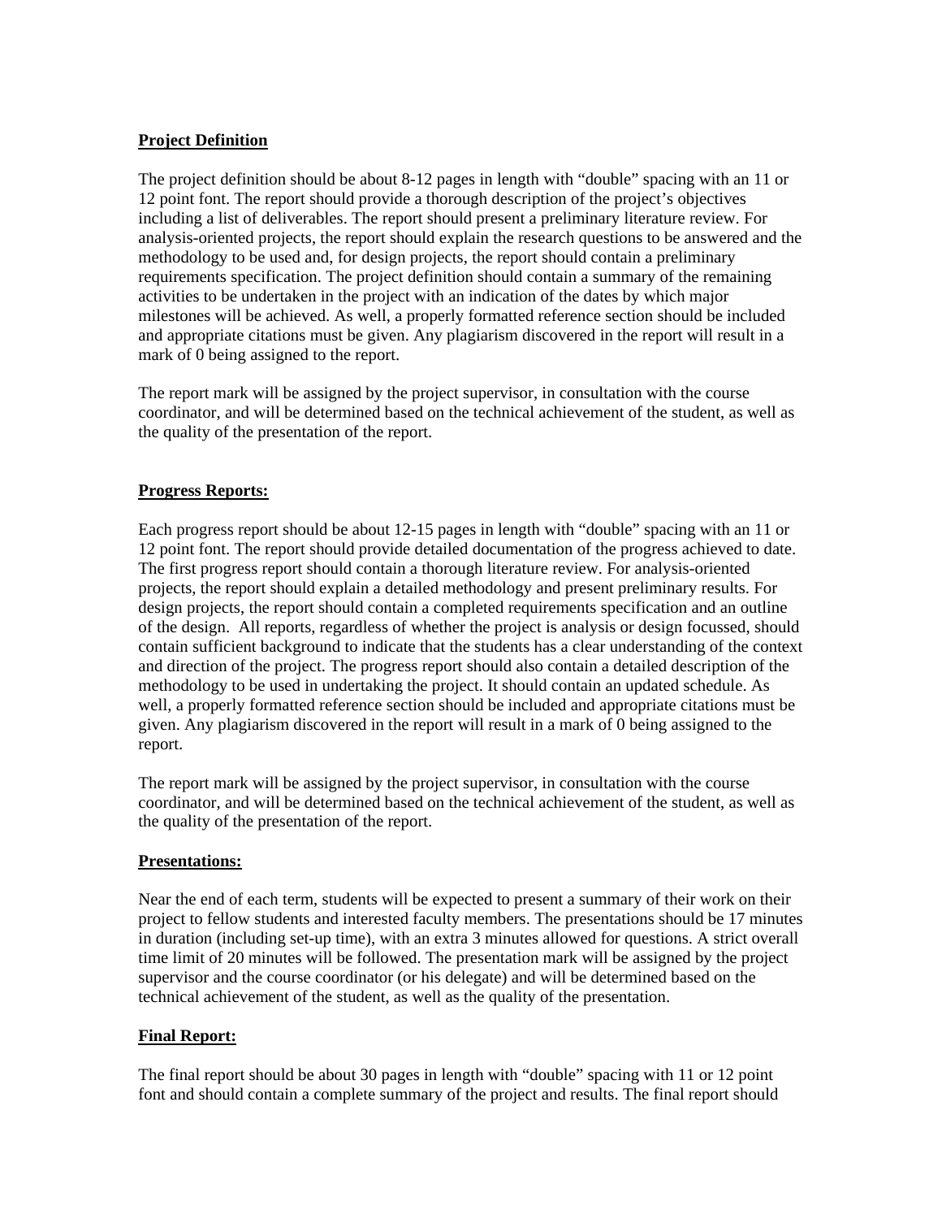**Project Definition**

The project definition should be about 8-12 pages in length with “double” spacing with an 11 or 12 point font. The report should provide a thorough description of the project’s objectives including a list of deliverables. The report should present a preliminary literature review. For analysis-oriented projects, the report should explain the research questions to be answered and the methodology to be used and, for design projects, the report should contain a preliminary requirements specification. The project definition should contain a summary of the remaining activities to be undertaken in the project with an indication of the dates by which major milestones will be achieved. As well, a properly formatted reference section should be included and appropriate citations must be given. Any plagiarism discovered in the report will result in a mark of 0 being assigned to the report.

The report mark will be assigned by the project supervisor, in consultation with the course coordinator, and will be determined based on the technical achievement of the student, as well as the quality of the presentation of the report.

**Progress Reports:**

Each progress report should be about 12-15 pages in length with “double” spacing with an 11 or 12 point font. The report should provide detailed documentation of the progress achieved to date. The first progress report should contain a thorough literature review. For analysis-oriented projects, the report should explain a detailed methodology and present preliminary results. For design projects, the report should contain a completed requirements specification and an outline of the design. All reports, regardless of whether the project is analysis or design focussed, should contain sufficient background to indicate that the students has a clear understanding of the context and direction of the project. The progress report should also contain a detailed description of the methodology to be used in undertaking the project. It should contain an updated schedule. As well, a properly formatted reference section should be included and appropriate citations must be given. Any plagiarism discovered in the report will result in a mark of 0 being assigned to the report.

The report mark will be assigned by the project supervisor, in consultation with the course coordinator, and will be determined based on the technical achievement of the student, as well as the quality of the presentation of the report.

**Presentations:**

Near the end of each term, students will be expected to present a summary of their work on their project to fellow students and interested faculty members. The presentations should be 17 minutes in duration (including set-up time), with an extra 3 minutes allowed for questions. A strict overall time limit of 20 minutes will be followed. The presentation mark will be assigned by the project supervisor and the course coordinator (or his delegate) and will be determined based on the technical achievement of the student, as well as the quality of the presentation.

**Final Report:**

The final report should be about 30 pages in length with “double” spacing with 11 or 12 point font and should contain a complete summary of the project and results. The final report should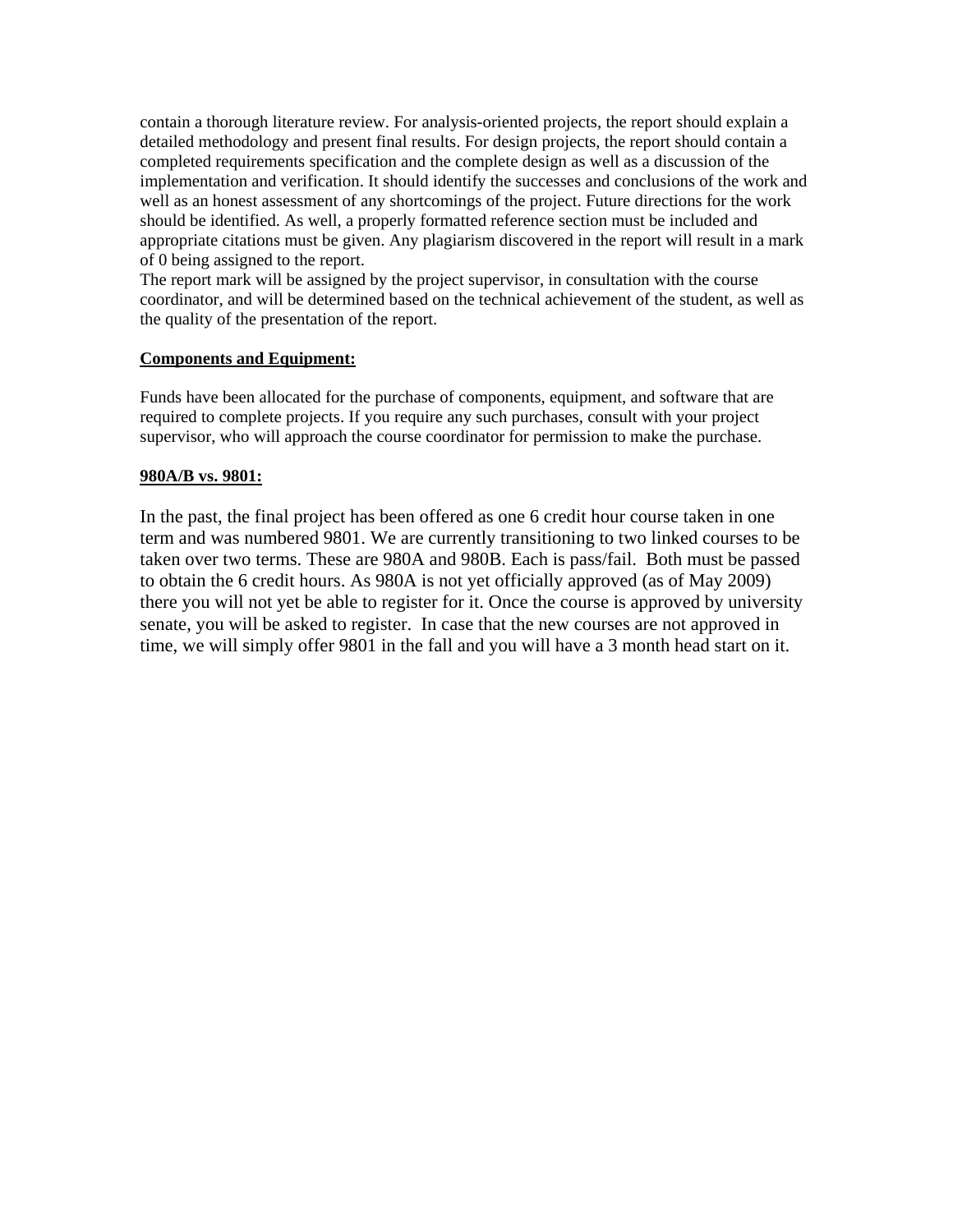contain a thorough literature review. For analysis-oriented projects, the report should explain a detailed methodology and present final results. For design projects, the report should contain a completed requirements specification and the complete design as well as a discussion of the implementation and verification. It should identify the successes and conclusions of the work and well as an honest assessment of any shortcomings of the project. Future directions for the work should be identified. As well, a properly formatted reference section must be included and appropriate citations must be given. Any plagiarism discovered in the report will result in a mark of 0 being assigned to the report.

The report mark will be assigned by the project supervisor, in consultation with the course coordinator, and will be determined based on the technical achievement of the student, as well as the quality of the presentation of the report.

**Components and Equipment:**

Funds have been allocated for the purchase of components, equipment, and software that are required to complete projects. If you require any such purchases, consult with your project supervisor, who will approach the course coordinator for permission to make the purchase.

**980A/B vs. 9801:**

In the past, the final project has been offered as one 6 credit hour course taken in one term and was numbered 9801. We are currently transitioning to two linked courses to be taken over two terms. These are 980A and 980B. Each is pass/fail. Both must be passed to obtain the 6 credit hours. As 980A is not yet officially approved (as of May 2009) there you will not yet be able to register for it. Once the course is approved by university senate, you will be asked to register. In case that the new courses are not approved in time, we will simply offer 9801 in the fall and you will have a 3 month head start on it.